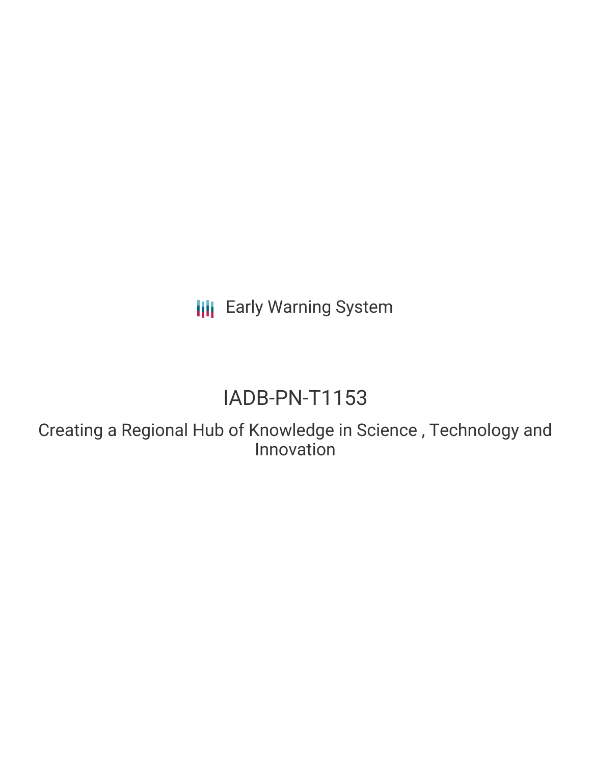Early Warning System

# IADB-PN-T1153

## Creating a Regional Hub of Knowledge in Science , Technology and Innovation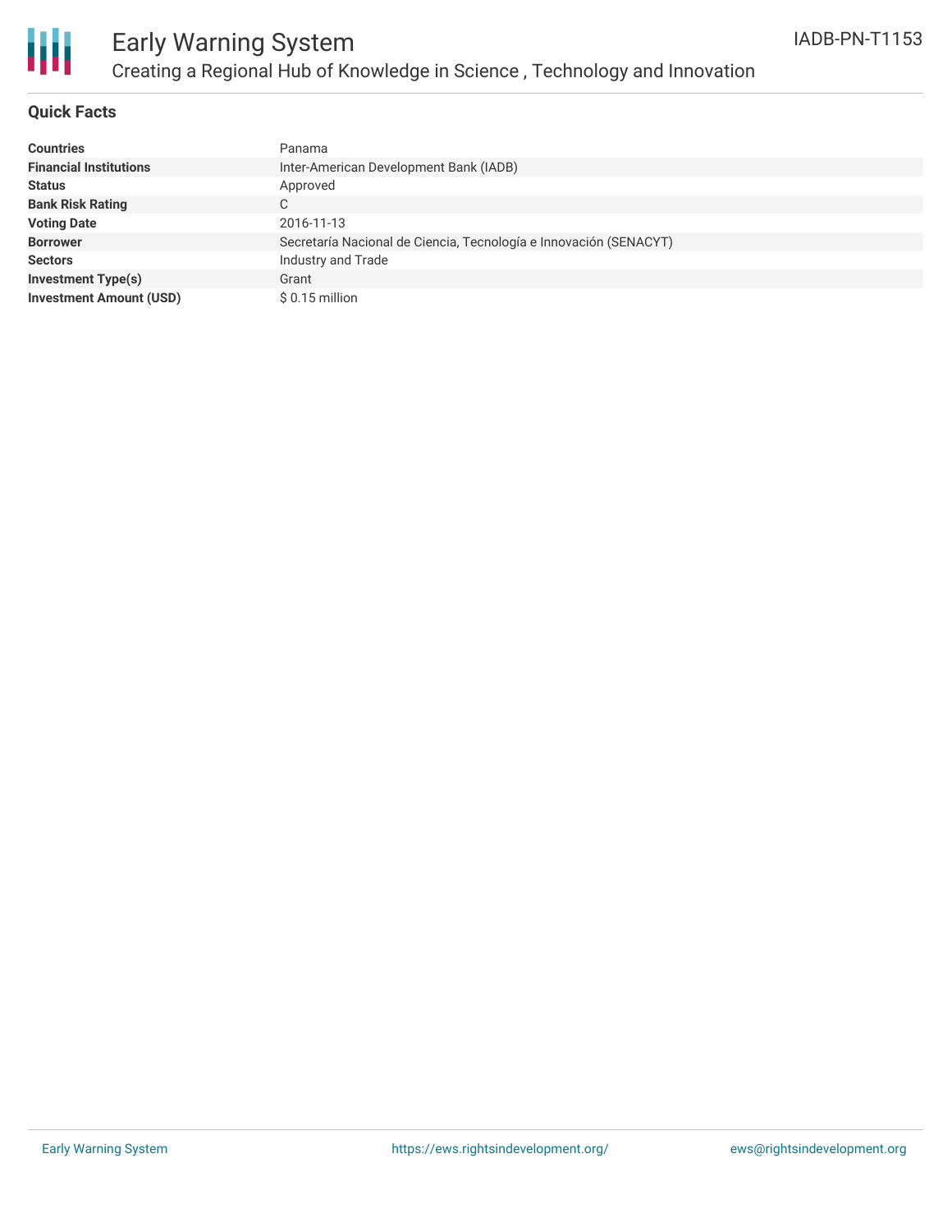# Early Warning System

## Creating a Regional Hub of Knowledge in Science , Technology and Innovation

IADB-PN-T1153

### Quick Facts

| | |
|---|---|
| **Countries** | Panama |
| **Financial Institutions** | Inter-American Development Bank (IADB) |
| **Status** | Approved |
| **Bank Risk Rating** | C |
| **Voting Date** | 2016-11-13 |
| **Borrower** | Secretaría Nacional de Ciencia, Tecnología e Innovación (SENACYT) |
| **Sectors** | Industry and Trade |
| **Investment Type(s)** | Grant |
| **Investment Amount (USD)** | $ 0.15 million |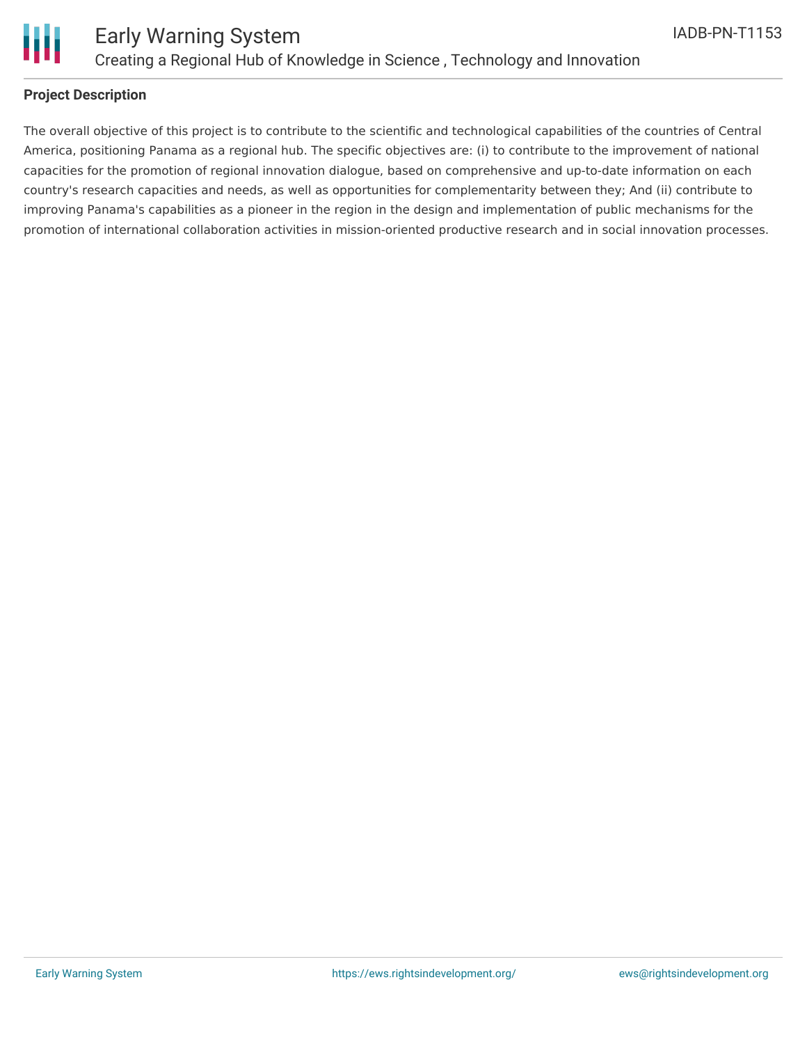**Project Description**

The overall objective of this project is to contribute to the scientific and technological capabilities of the countries of Central America, positioning Panama as a regional hub. The specific objectives are: (i) to contribute to the improvement of national capacities for the promotion of regional innovation dialogue, based on comprehensive and up-to-date information on each country's research capacities and needs, as well as opportunities for complementarity between they; And (ii) contribute to improving Panama's capabilities as a pioneer in the region in the design and implementation of public mechanisms for the promotion of international collaboration activities in mission-oriented productive research and in social innovation processes.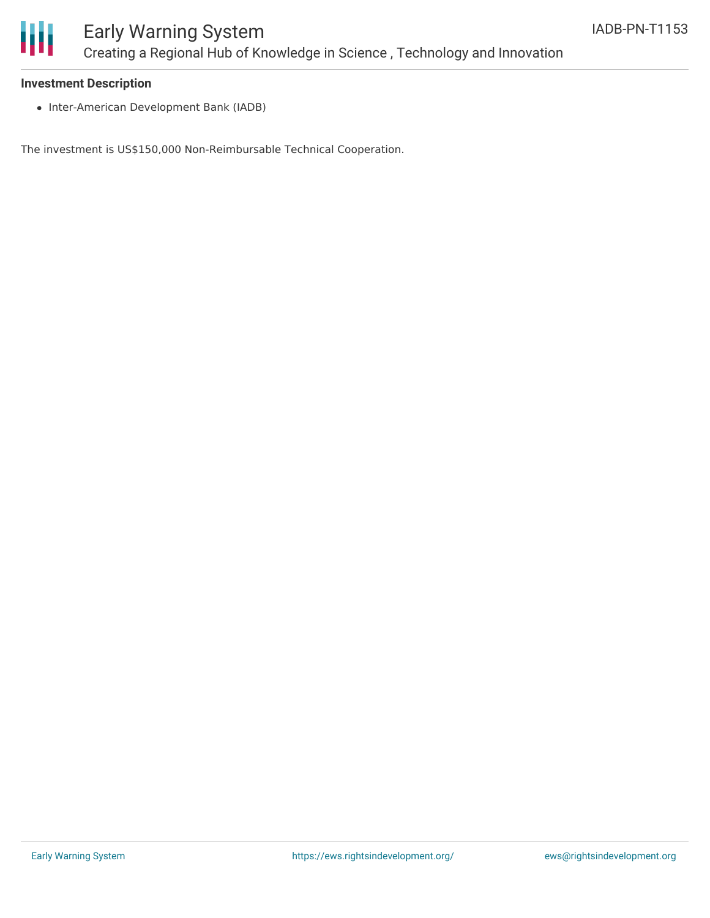**Investment Description**

- Inter-American Development Bank (IADB)

The investment is US$150,000 Non-Reimbursable Technical Cooperation.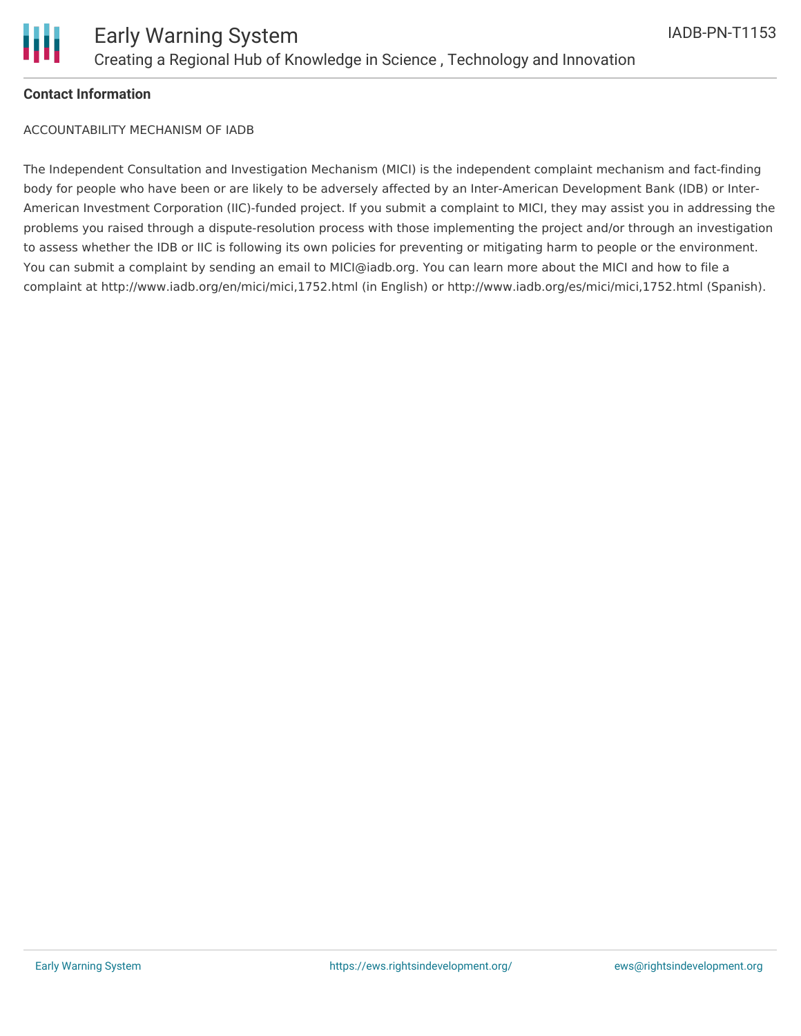**Contact Information**

ACCOUNTABILITY MECHANISM OF IADB

The Independent Consultation and Investigation Mechanism (MICI) is the independent complaint mechanism and fact-finding body for people who have been or are likely to be adversely affected by an Inter-American Development Bank (IDB) or Inter-American Investment Corporation (IIC)-funded project. If you submit a complaint to MICI, they may assist you in addressing the problems you raised through a dispute-resolution process with those implementing the project and/or through an investigation to assess whether the IDB or IIC is following its own policies for preventing or mitigating harm to people or the environment. You can submit a complaint by sending an email to MICI@iadb.org. You can learn more about the MICI and how to file a complaint at http://www.iadb.org/en/mici/mici,1752.html (in English) or http://www.iadb.org/es/mici/mici,1752.html (Spanish).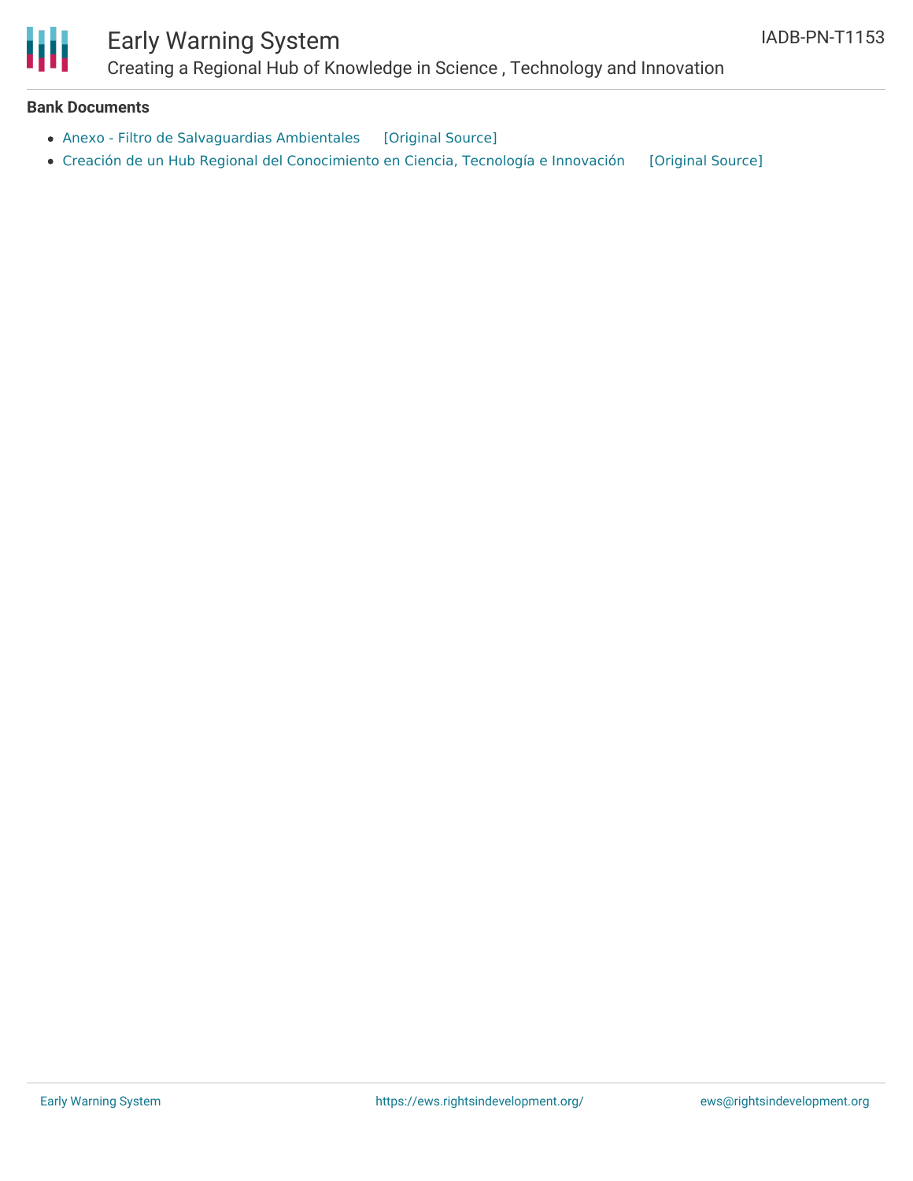## Bank Documents

- Anexo - Filtro de Salvaguardias Ambientales [Original Source]
- Creación de un Hub Regional del Conocimiento en Ciencia, Tecnología e Innovación [Original Source]